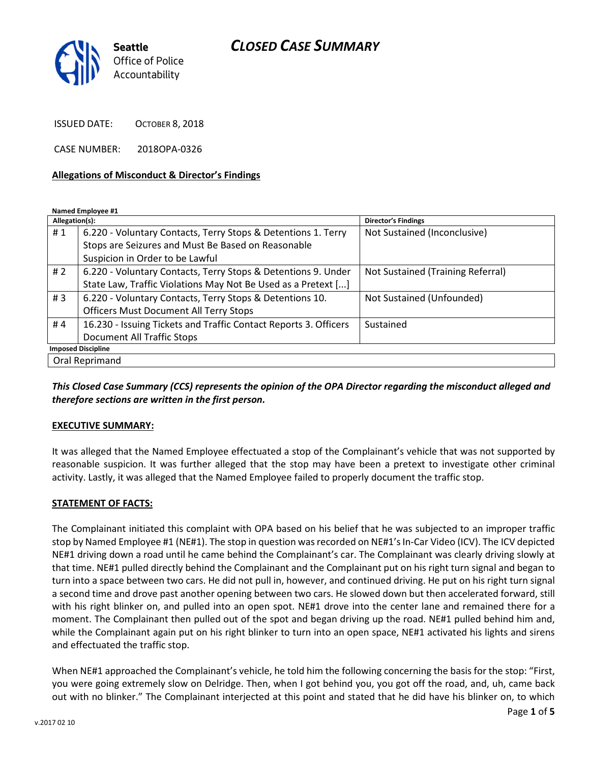# CLOSED CASE SUMMARY

Seattle Office of Police Accountability

ISSUED DATE: OCTOBER 8, 2018

CASE NUMBER: 2018OPA-0326

**Allegations of Misconduct & Director's Findings**

**Named Employee #1**

| Allegation(s): | | Director's Findings |
|---|---|---|
| # 1 | 6.220 - Voluntary Contacts, Terry Stops & Detentions 1. Terry Stops are Seizures and Must Be Based on Reasonable Suspicion in Order to be Lawful | Not Sustained (Inconclusive) |
| # 2 | 6.220 - Voluntary Contacts, Terry Stops & Detentions 9. Under State Law, Traffic Violations May Not Be Used as a Pretext [...] | Not Sustained (Training Referral) |
| # 3 | 6.220 - Voluntary Contacts, Terry Stops & Detentions 10. Officers Must Document All Terry Stops | Not Sustained (Unfounded) |
| # 4 | 16.230 - Issuing Tickets and Traffic Contact Reports 3. Officers Document All Traffic Stops | Sustained |
| **Imposed Discipline** | | |
| Oral Reprimand | | |

***This Closed Case Summary (CCS) represents the opinion of the OPA Director regarding the misconduct alleged and therefore sections are written in the first person.***

**EXECUTIVE SUMMARY:**

It was alleged that the Named Employee effectuated a stop of the Complainant's vehicle that was not supported by reasonable suspicion. It was further alleged that the stop may have been a pretext to investigate other criminal activity. Lastly, it was alleged that the Named Employee failed to properly document the traffic stop.

**STATEMENT OF FACTS:**

The Complainant initiated this complaint with OPA based on his belief that he was subjected to an improper traffic stop by Named Employee #1 (NE#1). The stop in question was recorded on NE#1's In-Car Video (ICV). The ICV depicted NE#1 driving down a road until he came behind the Complainant's car. The Complainant was clearly driving slowly at that time. NE#1 pulled directly behind the Complainant and the Complainant put on his right turn signal and began to turn into a space between two cars. He did not pull in, however, and continued driving. He put on his right turn signal a second time and drove past another opening between two cars. He slowed down but then accelerated forward, still with his right blinker on, and pulled into an open spot. NE#1 drove into the center lane and remained there for a moment. The Complainant then pulled out of the spot and began driving up the road. NE#1 pulled behind him and, while the Complainant again put on his right blinker to turn into an open space, NE#1 activated his lights and sirens and effectuated the traffic stop.

When NE#1 approached the Complainant's vehicle, he told him the following concerning the basis for the stop: "First, you were going extremely slow on Delridge. Then, when I got behind you, you got off the road, and, uh, came back out with no blinker." The Complainant interjected at this point and stated that he did have his blinker on, to which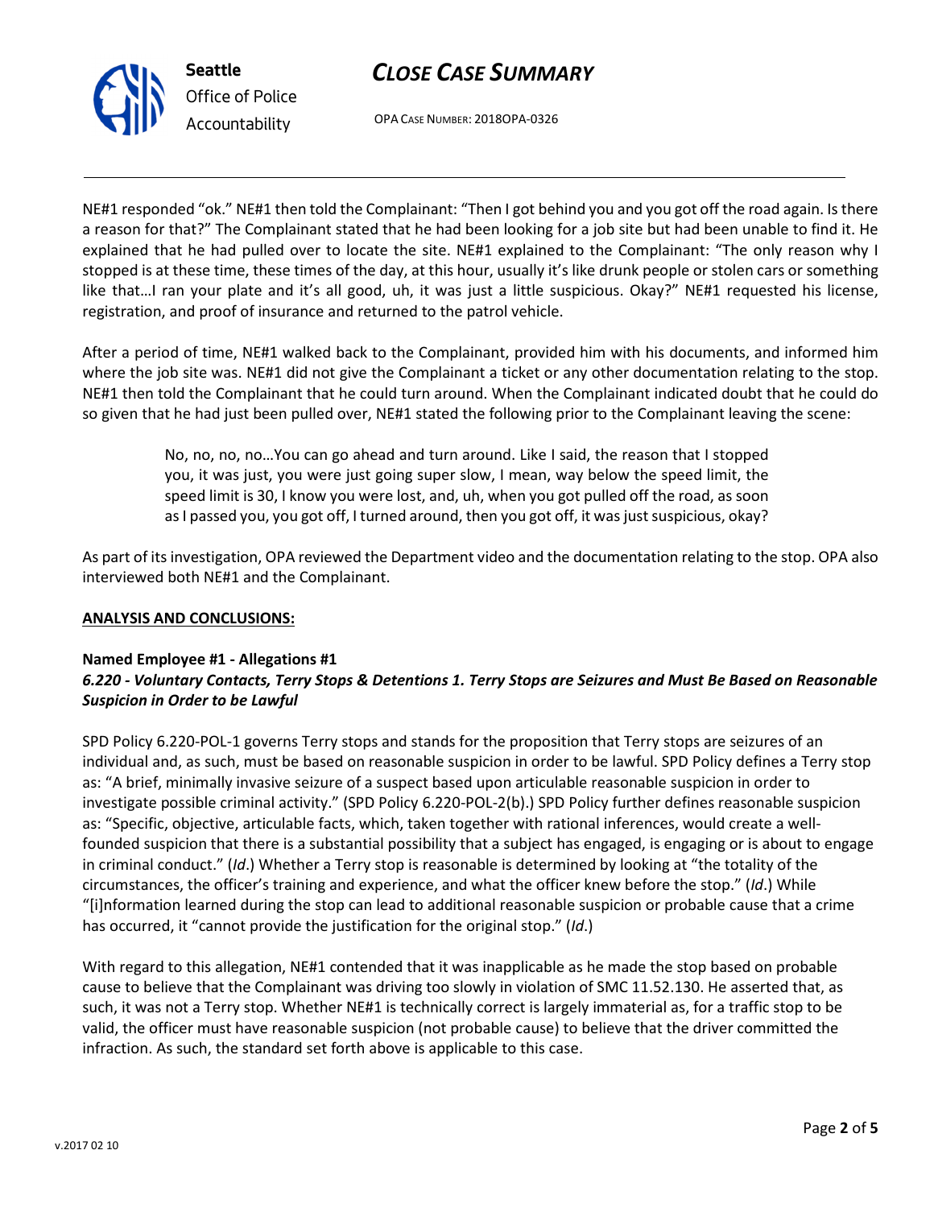NE#1 responded "ok." NE#1 then told the Complainant: "Then I got behind you and you got off the road again. Is there a reason for that?" The Complainant stated that he had been looking for a job site but had been unable to find it. He explained that he had pulled over to locate the site. NE#1 explained to the Complainant: "The only reason why I stopped is at these time, these times of the day, at this hour, usually it's like drunk people or stolen cars or something like that…I ran your plate and it's all good, uh, it was just a little suspicious. Okay?" NE#1 requested his license, registration, and proof of insurance and returned to the patrol vehicle.

After a period of time, NE#1 walked back to the Complainant, provided him with his documents, and informed him where the job site was. NE#1 did not give the Complainant a ticket or any other documentation relating to the stop. NE#1 then told the Complainant that he could turn around. When the Complainant indicated doubt that he could do so given that he had just been pulled over, NE#1 stated the following prior to the Complainant leaving the scene:

> No, no, no, no…You can go ahead and turn around. Like I said, the reason that I stopped you, it was just, you were just going super slow, I mean, way below the speed limit, the speed limit is 30, I know you were lost, and, uh, when you got pulled off the road, as soon as I passed you, you got off, I turned around, then you got off, it was just suspicious, okay?

As part of its investigation, OPA reviewed the Department video and the documentation relating to the stop. OPA also interviewed both NE#1 and the Complainant.

## ANALYSIS AND CONCLUSIONS:

**Named Employee #1 - Allegations #1**
***6.220 - Voluntary Contacts, Terry Stops & Detentions 1. Terry Stops are Seizures and Must Be Based on Reasonable Suspicion in Order to be Lawful***

SPD Policy 6.220-POL-1 governs Terry stops and stands for the proposition that Terry stops are seizures of an individual and, as such, must be based on reasonable suspicion in order to be lawful. SPD Policy defines a Terry stop as: "A brief, minimally invasive seizure of a suspect based upon articulable reasonable suspicion in order to investigate possible criminal activity." (SPD Policy 6.220-POL-2(b).) SPD Policy further defines reasonable suspicion as: "Specific, objective, articulable facts, which, taken together with rational inferences, would create a well-founded suspicion that there is a substantial possibility that a subject has engaged, is engaging or is about to engage in criminal conduct." (*Id*.) Whether a Terry stop is reasonable is determined by looking at "the totality of the circumstances, the officer's training and experience, and what the officer knew before the stop." (*Id*.) While "[i]nformation learned during the stop can lead to additional reasonable suspicion or probable cause that a crime has occurred, it "cannot provide the justification for the original stop." (*Id*.)

With regard to this allegation, NE#1 contended that it was inapplicable as he made the stop based on probable cause to believe that the Complainant was driving too slowly in violation of SMC 11.52.130. He asserted that, as such, it was not a Terry stop. Whether NE#1 is technically correct is largely immaterial as, for a traffic stop to be valid, the officer must have reasonable suspicion (not probable cause) to believe that the driver committed the infraction. As such, the standard set forth above is applicable to this case.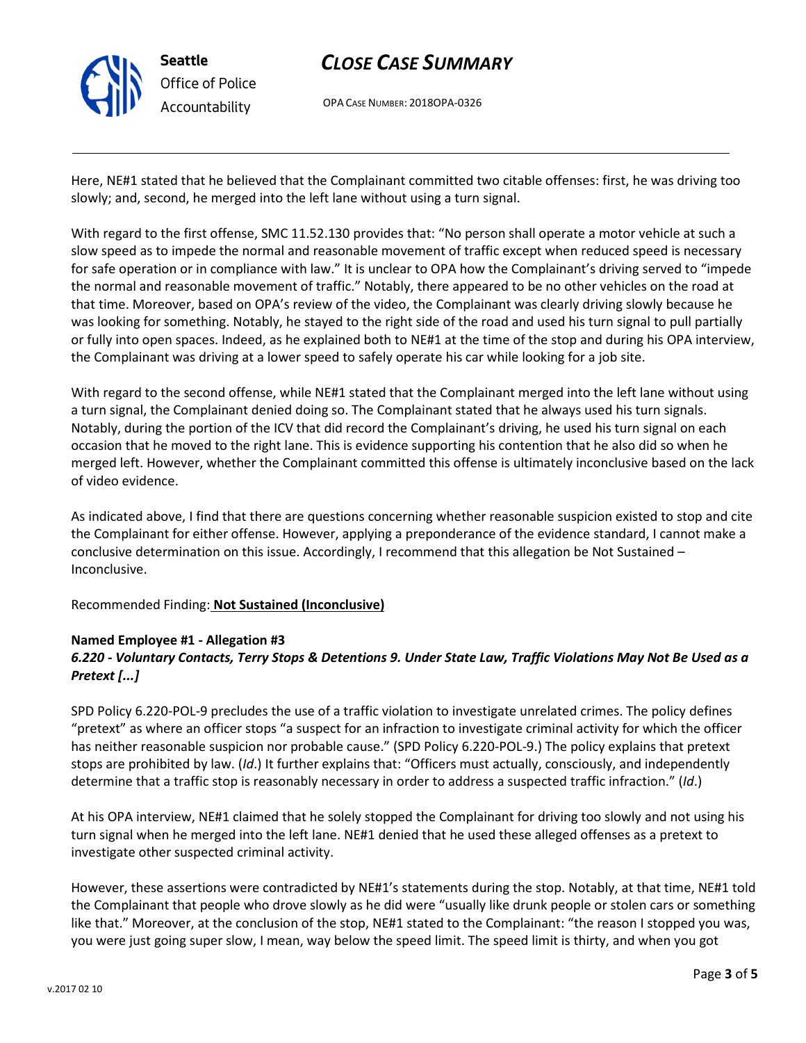Here, NE#1 stated that he believed that the Complainant committed two citable offenses: first, he was driving too slowly; and, second, he merged into the left lane without using a turn signal.

With regard to the first offense, SMC 11.52.130 provides that: "No person shall operate a motor vehicle at such a slow speed as to impede the normal and reasonable movement of traffic except when reduced speed is necessary for safe operation or in compliance with law." It is unclear to OPA how the Complainant's driving served to "impede the normal and reasonable movement of traffic." Notably, there appeared to be no other vehicles on the road at that time. Moreover, based on OPA's review of the video, the Complainant was clearly driving slowly because he was looking for something. Notably, he stayed to the right side of the road and used his turn signal to pull partially or fully into open spaces. Indeed, as he explained both to NE#1 at the time of the stop and during his OPA interview, the Complainant was driving at a lower speed to safely operate his car while looking for a job site.

With regard to the second offense, while NE#1 stated that the Complainant merged into the left lane without using a turn signal, the Complainant denied doing so. The Complainant stated that he always used his turn signals. Notably, during the portion of the ICV that did record the Complainant's driving, he used his turn signal on each occasion that he moved to the right lane. This is evidence supporting his contention that he also did so when he merged left. However, whether the Complainant committed this offense is ultimately inconclusive based on the lack of video evidence.

As indicated above, I find that there are questions concerning whether reasonable suspicion existed to stop and cite the Complainant for either offense. However, applying a preponderance of the evidence standard, I cannot make a conclusive determination on this issue. Accordingly, I recommend that this allegation be Not Sustained – Inconclusive.

Recommended Finding: **Not Sustained (Inconclusive)**

**Named Employee #1 - Allegation #3**
***6.220 - Voluntary Contacts, Terry Stops & Detentions 9. Under State Law, Traffic Violations May Not Be Used as a Pretext [...]***

SPD Policy 6.220-POL-9 precludes the use of a traffic violation to investigate unrelated crimes. The policy defines "pretext" as where an officer stops "a suspect for an infraction to investigate criminal activity for which the officer has neither reasonable suspicion nor probable cause." (SPD Policy 6.220-POL-9.) The policy explains that pretext stops are prohibited by law. (*Id*.) It further explains that: "Officers must actually, consciously, and independently determine that a traffic stop is reasonably necessary in order to address a suspected traffic infraction." (*Id*.)

At his OPA interview, NE#1 claimed that he solely stopped the Complainant for driving too slowly and not using his turn signal when he merged into the left lane. NE#1 denied that he used these alleged offenses as a pretext to investigate other suspected criminal activity.

However, these assertions were contradicted by NE#1's statements during the stop. Notably, at that time, NE#1 told the Complainant that people who drove slowly as he did were "usually like drunk people or stolen cars or something like that." Moreover, at the conclusion of the stop, NE#1 stated to the Complainant: "the reason I stopped you was, you were just going super slow, I mean, way below the speed limit. The speed limit is thirty, and when you got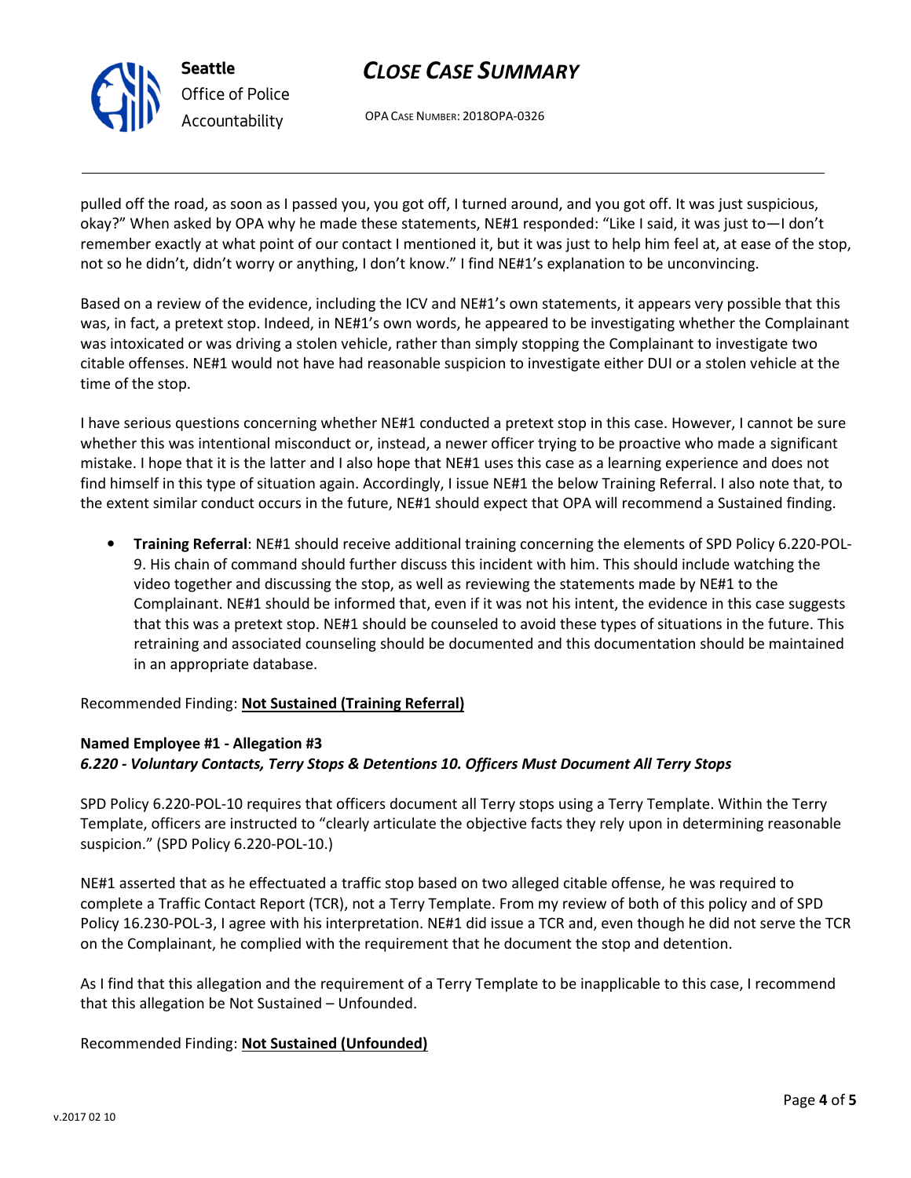pulled off the road, as soon as I passed you, you got off, I turned around, and you got off. It was just suspicious, okay?" When asked by OPA why he made these statements, NE#1 responded: "Like I said, it was just to—I don't remember exactly at what point of our contact I mentioned it, but it was just to help him feel at, at ease of the stop, not so he didn't, didn't worry or anything, I don't know." I find NE#1's explanation to be unconvincing.

Based on a review of the evidence, including the ICV and NE#1's own statements, it appears very possible that this was, in fact, a pretext stop. Indeed, in NE#1's own words, he appeared to be investigating whether the Complainant was intoxicated or was driving a stolen vehicle, rather than simply stopping the Complainant to investigate two citable offenses. NE#1 would not have had reasonable suspicion to investigate either DUI or a stolen vehicle at the time of the stop.

I have serious questions concerning whether NE#1 conducted a pretext stop in this case. However, I cannot be sure whether this was intentional misconduct or, instead, a newer officer trying to be proactive who made a significant mistake. I hope that it is the latter and I also hope that NE#1 uses this case as a learning experience and does not find himself in this type of situation again. Accordingly, I issue NE#1 the below Training Referral. I also note that, to the extent similar conduct occurs in the future, NE#1 should expect that OPA will recommend a Sustained finding.

- **Training Referral**: NE#1 should receive additional training concerning the elements of SPD Policy 6.220-POL-9. His chain of command should further discuss this incident with him. This should include watching the video together and discussing the stop, as well as reviewing the statements made by NE#1 to the Complainant. NE#1 should be informed that, even if it was not his intent, the evidence in this case suggests that this was a pretext stop. NE#1 should be counseled to avoid these types of situations in the future. This retraining and associated counseling should be documented and this documentation should be maintained in an appropriate database.

Recommended Finding: **Not Sustained (Training Referral)**

**Named Employee #1 - Allegation #3**
***6.220 - Voluntary Contacts, Terry Stops & Detentions 10. Officers Must Document All Terry Stops***

SPD Policy 6.220-POL-10 requires that officers document all Terry stops using a Terry Template. Within the Terry Template, officers are instructed to "clearly articulate the objective facts they rely upon in determining reasonable suspicion." (SPD Policy 6.220-POL-10.)

NE#1 asserted that as he effectuated a traffic stop based on two alleged citable offense, he was required to complete a Traffic Contact Report (TCR), not a Terry Template. From my review of both of this policy and of SPD Policy 16.230-POL-3, I agree with his interpretation. NE#1 did issue a TCR and, even though he did not serve the TCR on the Complainant, he complied with the requirement that he document the stop and detention.

As I find that this allegation and the requirement of a Terry Template to be inapplicable to this case, I recommend that this allegation be Not Sustained – Unfounded.

Recommended Finding: **Not Sustained (Unfounded)**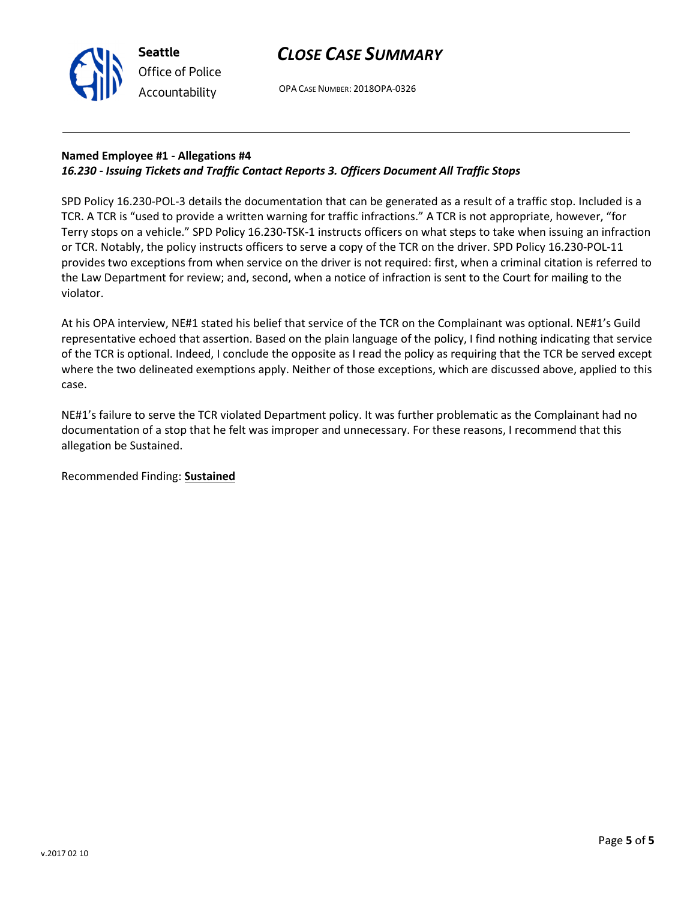**Named Employee #1 - Allegations #4**
***16.230 - Issuing Tickets and Traffic Contact Reports 3. Officers Document All Traffic Stops***

SPD Policy 16.230-POL-3 details the documentation that can be generated as a result of a traffic stop. Included is a TCR. A TCR is "used to provide a written warning for traffic infractions." A TCR is not appropriate, however, "for Terry stops on a vehicle." SPD Policy 16.230-TSK-1 instructs officers on what steps to take when issuing an infraction or TCR. Notably, the policy instructs officers to serve a copy of the TCR on the driver. SPD Policy 16.230-POL-11 provides two exceptions from when service on the driver is not required: first, when a criminal citation is referred to the Law Department for review; and, second, when a notice of infraction is sent to the Court for mailing to the violator.

At his OPA interview, NE#1 stated his belief that service of the TCR on the Complainant was optional. NE#1's Guild representative echoed that assertion. Based on the plain language of the policy, I find nothing indicating that service of the TCR is optional. Indeed, I conclude the opposite as I read the policy as requiring that the TCR be served except where the two delineated exemptions apply. Neither of those exceptions, which are discussed above, applied to this case.

NE#1's failure to serve the TCR violated Department policy. It was further problematic as the Complainant had no documentation of a stop that he felt was improper and unnecessary. For these reasons, I recommend that this allegation be Sustained.

Recommended Finding: **Sustained**